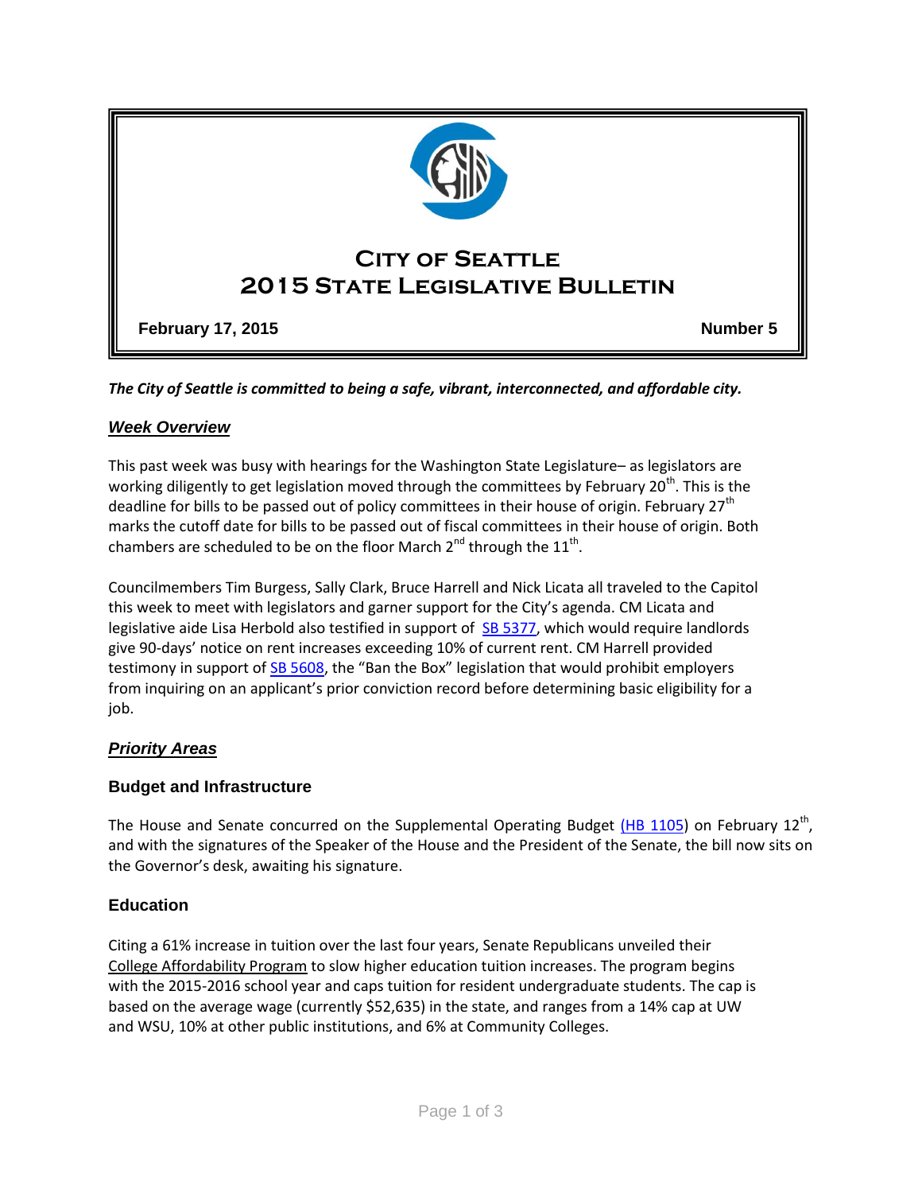# City of Seattle
# 2015 State Legislative Bulletin

**February 17, 2015** **Number 5**

***The City of Seattle is committed to being a safe, vibrant, interconnected, and affordable city.***

## *Week Overview*

This past week was busy with hearings for the Washington State Legislature– as legislators are working diligently to get legislation moved through the committees by February 20th. This is the deadline for bills to be passed out of policy committees in their house of origin. February 27th marks the cutoff date for bills to be passed out of fiscal committees in their house of origin. Both chambers are scheduled to be on the floor March 2nd through the 11th.

Councilmembers Tim Burgess, Sally Clark, Bruce Harrell and Nick Licata all traveled to the Capitol this week to meet with legislators and garner support for the City's agenda. CM Licata and legislative aide Lisa Herbold also testified in support of SB 5377, which would require landlords give 90-days' notice on rent increases exceeding 10% of current rent. CM Harrell provided testimony in support of SB 5608, the "Ban the Box" legislation that would prohibit employers from inquiring on an applicant's prior conviction record before determining basic eligibility for a job.

## *Priority Areas*

### Budget and Infrastructure

The House and Senate concurred on the Supplemental Operating Budget (HB 1105) on February 12th, and with the signatures of the Speaker of the House and the President of the Senate, the bill now sits on the Governor's desk, awaiting his signature.

### Education

Citing a 61% increase in tuition over the last four years, Senate Republicans unveiled their College Affordability Program to slow higher education tuition increases. The program begins with the 2015-2016 school year and caps tuition for resident undergraduate students. The cap is based on the average wage (currently $52,635) in the state, and ranges from a 14% cap at UW and WSU, 10% at other public institutions, and 6% at Community Colleges.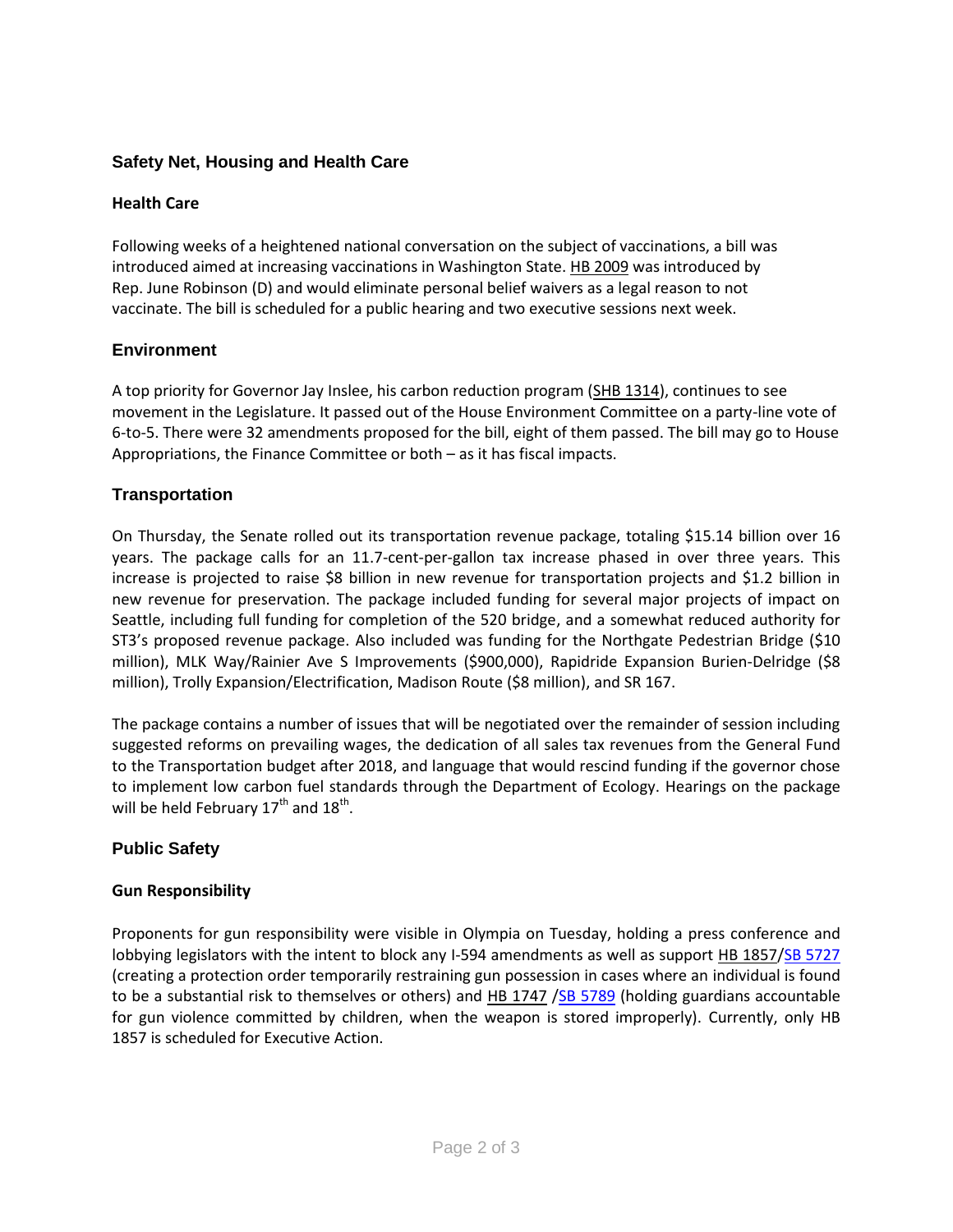## Safety Net, Housing and Health Care

### Health Care

Following weeks of a heightened national conversation on the subject of vaccinations, a bill was introduced aimed at increasing vaccinations in Washington State. HB 2009 was introduced by Rep. June Robinson (D) and would eliminate personal belief waivers as a legal reason to not vaccinate. The bill is scheduled for a public hearing and two executive sessions next week.

## Environment

A top priority for Governor Jay Inslee, his carbon reduction program (SHB 1314), continues to see movement in the Legislature. It passed out of the House Environment Committee on a party-line vote of 6-to-5. There were 32 amendments proposed for the bill, eight of them passed. The bill may go to House Appropriations, the Finance Committee or both – as it has fiscal impacts.

## Transportation

On Thursday, the Senate rolled out its transportation revenue package, totaling $15.14 billion over 16 years. The package calls for an 11.7-cent-per-gallon tax increase phased in over three years. This increase is projected to raise $8 billion in new revenue for transportation projects and $1.2 billion in new revenue for preservation. The package included funding for several major projects of impact on Seattle, including full funding for completion of the 520 bridge, and a somewhat reduced authority for ST3's proposed revenue package. Also included was funding for the Northgate Pedestrian Bridge ($10 million), MLK Way/Rainier Ave S Improvements ($900,000), Rapidride Expansion Burien-Delridge ($8 million), Trolly Expansion/Electrification, Madison Route ($8 million), and SR 167.

The package contains a number of issues that will be negotiated over the remainder of session including suggested reforms on prevailing wages, the dedication of all sales tax revenues from the General Fund to the Transportation budget after 2018, and language that would rescind funding if the governor chose to implement low carbon fuel standards through the Department of Ecology. Hearings on the package will be held February 17th and 18th.

## Public Safety

### Gun Responsibility

Proponents for gun responsibility were visible in Olympia on Tuesday, holding a press conference and lobbying legislators with the intent to block any I-594 amendments as well as support HB 1857/SB 5727 (creating a protection order temporarily restraining gun possession in cases where an individual is found to be a substantial risk to themselves or others) and HB 1747 /SB 5789 (holding guardians accountable for gun violence committed by children, when the weapon is stored improperly). Currently, only HB 1857 is scheduled for Executive Action.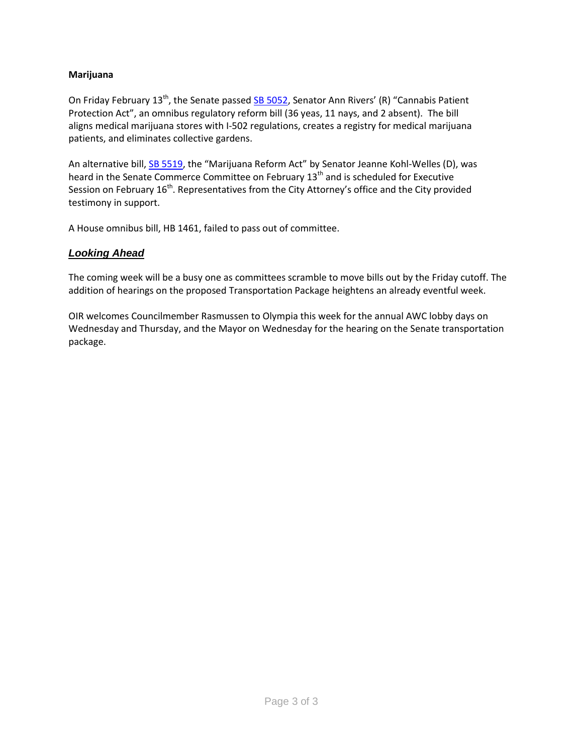**Marijuana**

On Friday February 13th, the Senate passed SB 5052, Senator Ann Rivers' (R) "Cannabis Patient Protection Act", an omnibus regulatory reform bill (36 yeas, 11 nays, and 2 absent). The bill aligns medical marijuana stores with I-502 regulations, creates a registry for medical marijuana patients, and eliminates collective gardens.

An alternative bill, SB 5519, the "Marijuana Reform Act" by Senator Jeanne Kohl-Welles (D), was heard in the Senate Commerce Committee on February 13th and is scheduled for Executive Session on February 16th. Representatives from the City Attorney's office and the City provided testimony in support.

A House omnibus bill, HB 1461, failed to pass out of committee.

## ***Looking Ahead***

The coming week will be a busy one as committees scramble to move bills out by the Friday cutoff. The addition of hearings on the proposed Transportation Package heightens an already eventful week.

OIR welcomes Councilmember Rasmussen to Olympia this week for the annual AWC lobby days on Wednesday and Thursday, and the Mayor on Wednesday for the hearing on the Senate transportation package.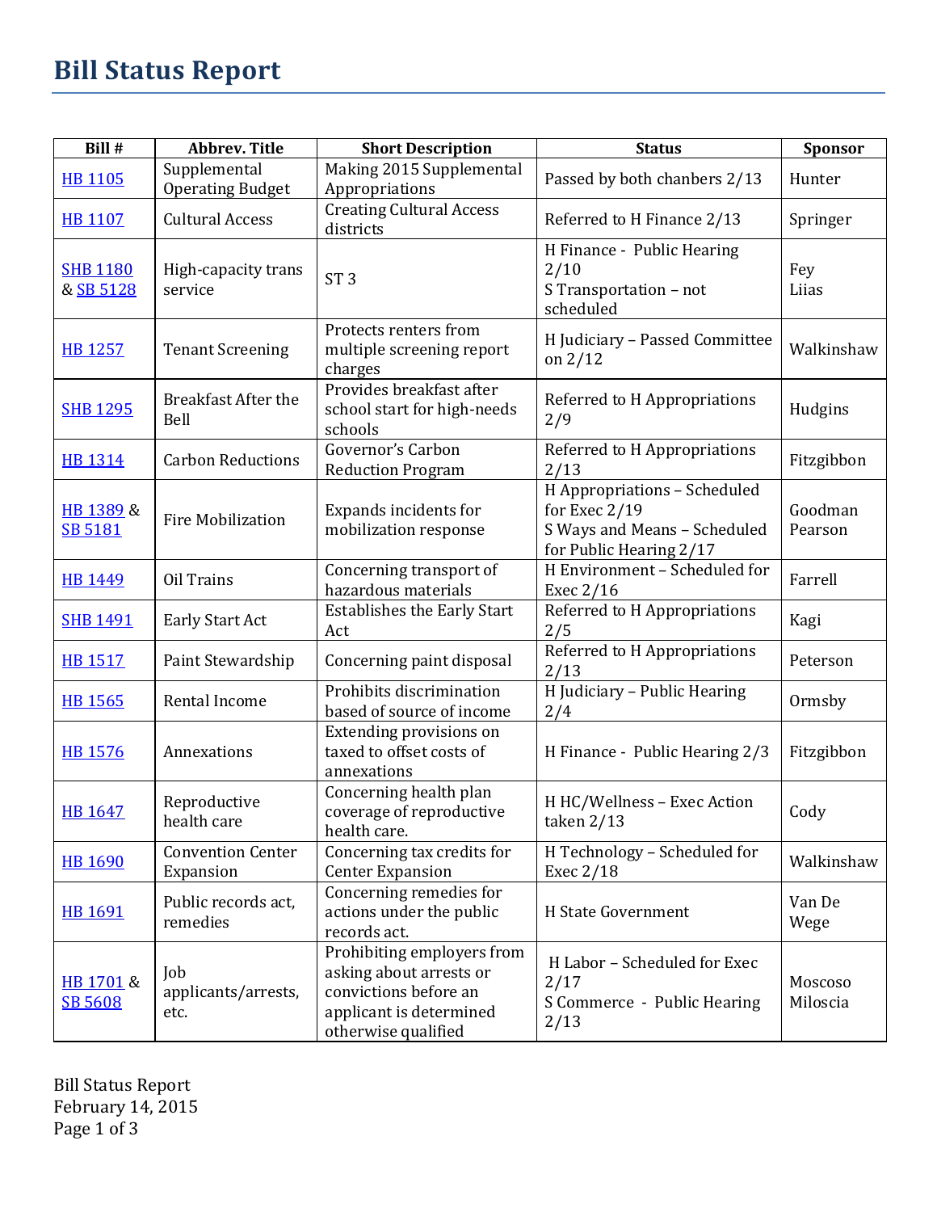# Bill Status Report

| Bill # | Abbrev. Title | Short Description | Status | Sponsor |
|---|---|---|---|---|
| HB 1105 | Supplemental Operating Budget | Making 2015 Supplemental Appropriations | Passed by both chanbers 2/13 | Hunter |
| HB 1107 | Cultural Access | Creating Cultural Access districts | Referred to H Finance 2/13 | Springer |
| SHB 1180 & SB 5128 | High-capacity trans service | ST 3 | H Finance - Public Hearing 2/10<br>S Transportation – not scheduled | Fey<br>Liias |
| HB 1257 | Tenant Screening | Protects renters from multiple screening report charges | H Judiciary – Passed Committee on 2/12 | Walkinshaw |
| SHB 1295 | Breakfast After the Bell | Provides breakfast after school start for high-needs schools | Referred to H Appropriations 2/9 | Hudgins |
| HB 1314 | Carbon Reductions | Governor's Carbon Reduction Program | Referred to H Appropriations 2/13 | Fitzgibbon |
| HB 1389 & SB 5181 | Fire Mobilization | Expands incidents for mobilization response | H Appropriations – Scheduled for Exec 2/19<br>S Ways and Means – Scheduled for Public Hearing 2/17 | Goodman<br>Pearson |
| HB 1449 | Oil Trains | Concerning transport of hazardous materials | H Environment – Scheduled for Exec 2/16 | Farrell |
| SHB 1491 | Early Start Act | Establishes the Early Start Act | Referred to H Appropriations 2/5 | Kagi |
| HB 1517 | Paint Stewardship | Concerning paint disposal | Referred to H Appropriations 2/13 | Peterson |
| HB 1565 | Rental Income | Prohibits discrimination based of source of income | H Judiciary – Public Hearing 2/4 | Ormsby |
| HB 1576 | Annexations | Extending provisions on taxed to offset costs of annexations | H Finance - Public Hearing 2/3 | Fitzgibbon |
| HB 1647 | Reproductive health care | Concerning health plan coverage of reproductive health care. | H HC/Wellness – Exec Action taken 2/13 | Cody |
| HB 1690 | Convention Center Expansion | Concerning tax credits for Center Expansion | H Technology – Scheduled for Exec 2/18 | Walkinshaw |
| HB 1691 | Public records act, remedies | Concerning remedies for actions under the public records act. | H State Government | Van De Wege |
| HB 1701 & SB 5608 | Job applicants/arrests, etc. | Prohibiting employers from asking about arrests or convictions before an applicant is determined otherwise qualified | H Labor – Scheduled for Exec 2/17<br>S Commerce - Public Hearing 2/13 | Moscoso<br>Miloscia |

Bill Status Report
February 14, 2015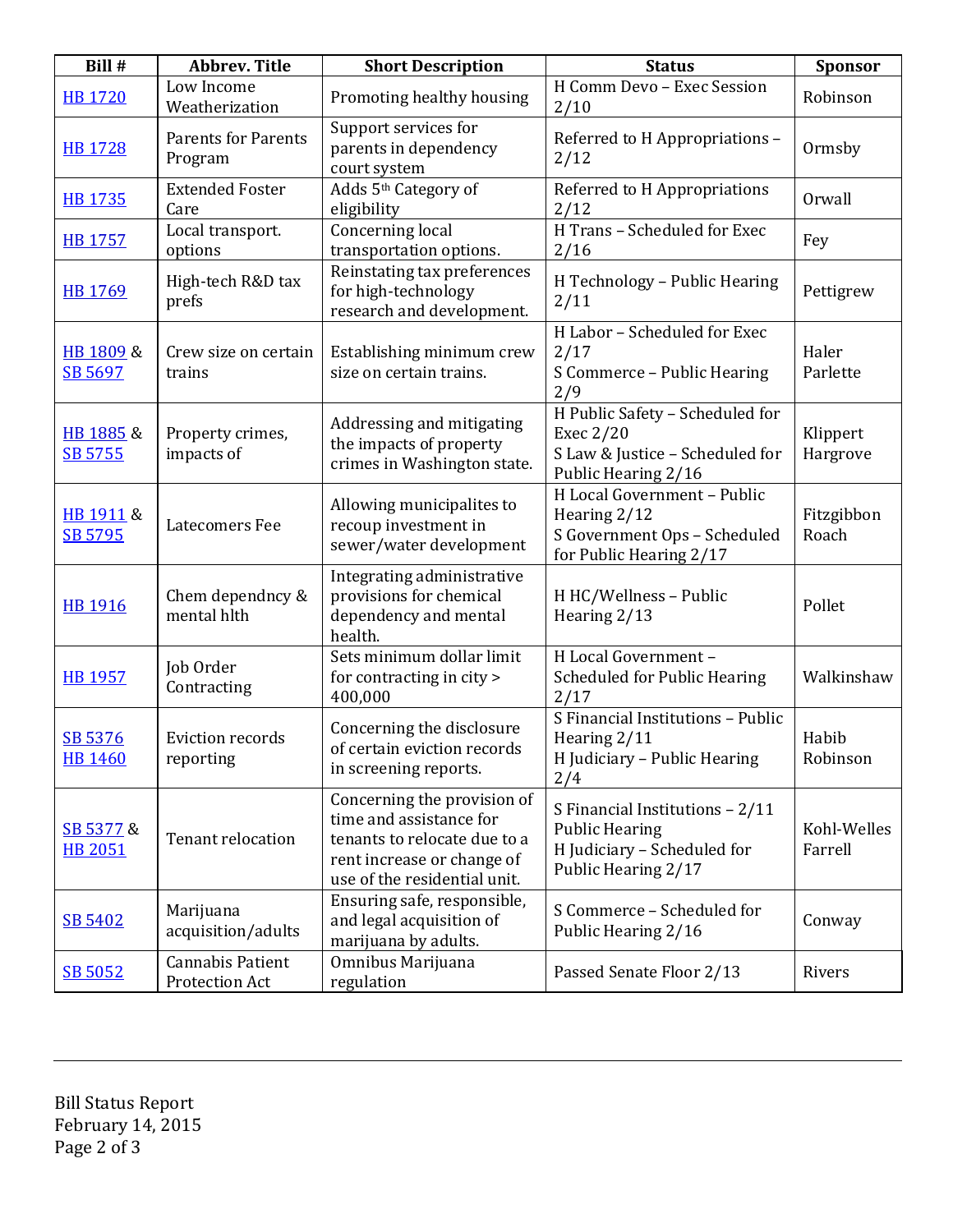| Bill # | Abbrev. Title | Short Description | Status | Sponsor |
|---|---|---|---|---|
| HB 1720 | Low Income Weatherization | Promoting healthy housing | H Comm Devo – Exec Session 2/10 | Robinson |
| HB 1728 | Parents for Parents Program | Support services for parents in dependency court system | Referred to H Appropriations – 2/12 | Ormsby |
| HB 1735 | Extended Foster Care | Adds 5th Category of eligibility | Referred to H Appropriations 2/12 | Orwall |
| HB 1757 | Local transport. options | Concerning local transportation options. | H Trans – Scheduled for Exec 2/16 | Fey |
| HB 1769 | High-tech R&D tax prefs | Reinstating tax preferences for high-technology research and development. | H Technology – Public Hearing 2/11 | Pettigrew |
| HB 1809 & SB 5697 | Crew size on certain trains | Establishing minimum crew size on certain trains. | H Labor – Scheduled for Exec 2/17<br>S Commerce – Public Hearing 2/9 | Haler<br>Parlette |
| HB 1885 & SB 5755 | Property crimes, impacts of | Addressing and mitigating the impacts of property crimes in Washington state. | H Public Safety – Scheduled for Exec 2/20<br>S Law & Justice – Scheduled for Public Hearing 2/16 | Klippert<br>Hargrove |
| HB 1911 & SB 5795 | Latecomers Fee | Allowing municipalites to recoup investment in sewer/water development | H Local Government – Public Hearing 2/12<br>S Government Ops – Scheduled for Public Hearing 2/17 | Fitzgibbon<br>Roach |
| HB 1916 | Chem dependncy & mental hlth | Integrating administrative provisions for chemical dependency and mental health. | H HC/Wellness – Public Hearing 2/13 | Pollet |
| HB 1957 | Job Order Contracting | Sets minimum dollar limit for contracting in city > 400,000 | H Local Government – Scheduled for Public Hearing 2/17 | Walkinshaw |
| SB 5376<br>HB 1460 | Eviction records reporting | Concerning the disclosure of certain eviction records in screening reports. | S Financial Institutions – Public Hearing 2/11<br>H Judiciary – Public Hearing 2/4 | Habib<br>Robinson |
| SB 5377 & HB 2051 | Tenant relocation | Concerning the provision of time and assistance for tenants to relocate due to a rent increase or change of use of the residential unit. | S Financial Institutions – 2/11 Public Hearing<br>H Judiciary – Scheduled for Public Hearing 2/17 | Kohl-Welles<br>Farrell |
| SB 5402 | Marijuana acquisition/adults | Ensuring safe, responsible, and legal acquisition of marijuana by adults. | S Commerce – Scheduled for Public Hearing 2/16 | Conway |
| SB 5052 | Cannabis Patient Protection Act | Omnibus Marijuana regulation | Passed Senate Floor 2/13 | Rivers |

Bill Status Report
February 14, 2015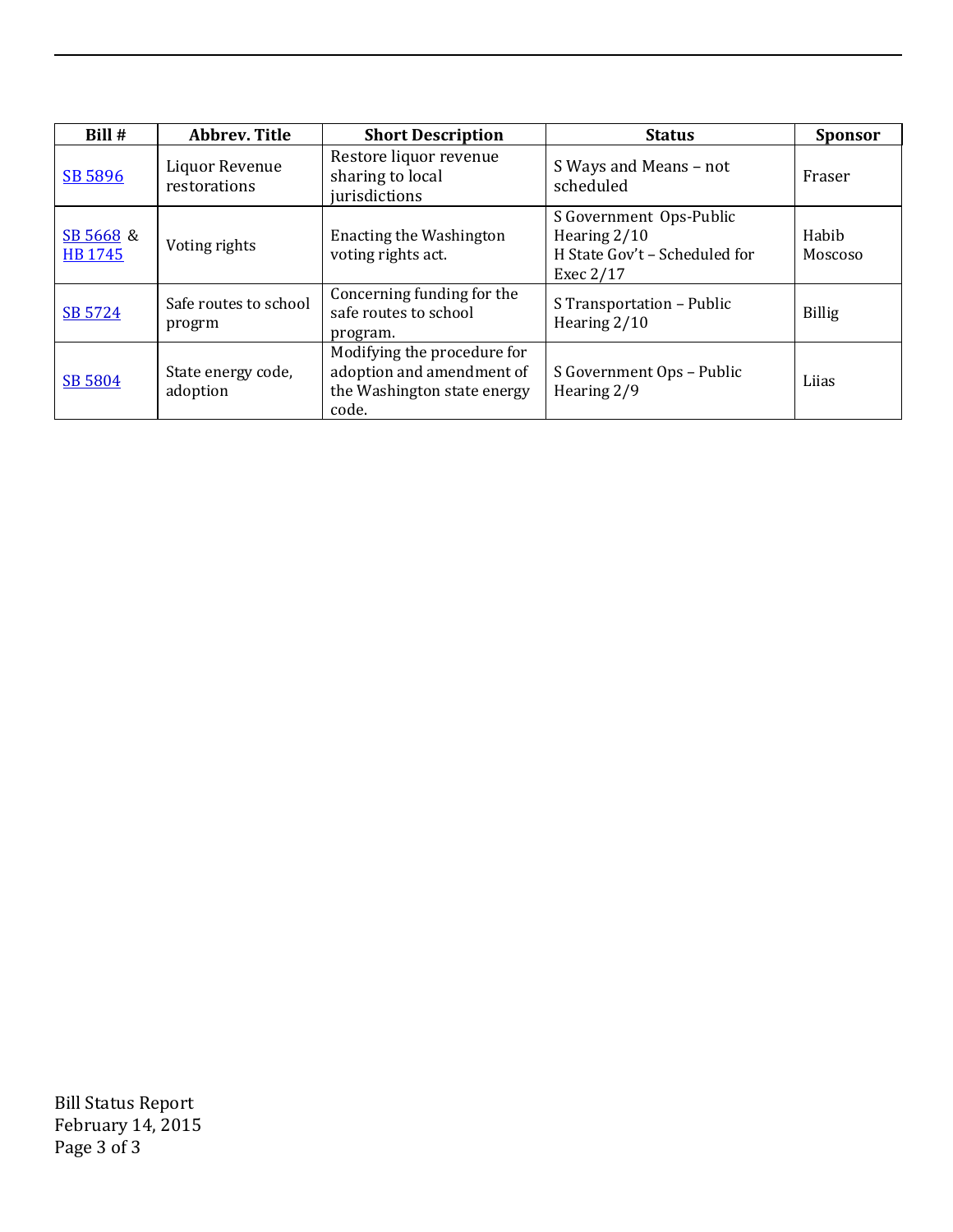| Bill # | Abbrev. Title | Short Description | Status | Sponsor |
|---|---|---|---|---|
| SB 5896 | Liquor Revenue restorations | Restore liquor revenue sharing to local jurisdictions | S Ways and Means – not scheduled | Fraser |
| SB 5668 & HB 1745 | Voting rights | Enacting the Washington voting rights act. | S Government Ops-Public Hearing 2/10<br>H State Gov't – Scheduled for Exec 2/17 | Habib<br>Moscoso |
| SB 5724 | Safe routes to school progrm | Concerning funding for the safe routes to school program. | S Transportation – Public Hearing 2/10 | Billig |
| SB 5804 | State energy code, adoption | Modifying the procedure for adoption and amendment of the Washington state energy code. | S Government Ops – Public Hearing 2/9 | Liias |

Bill Status Report
February 14, 2015